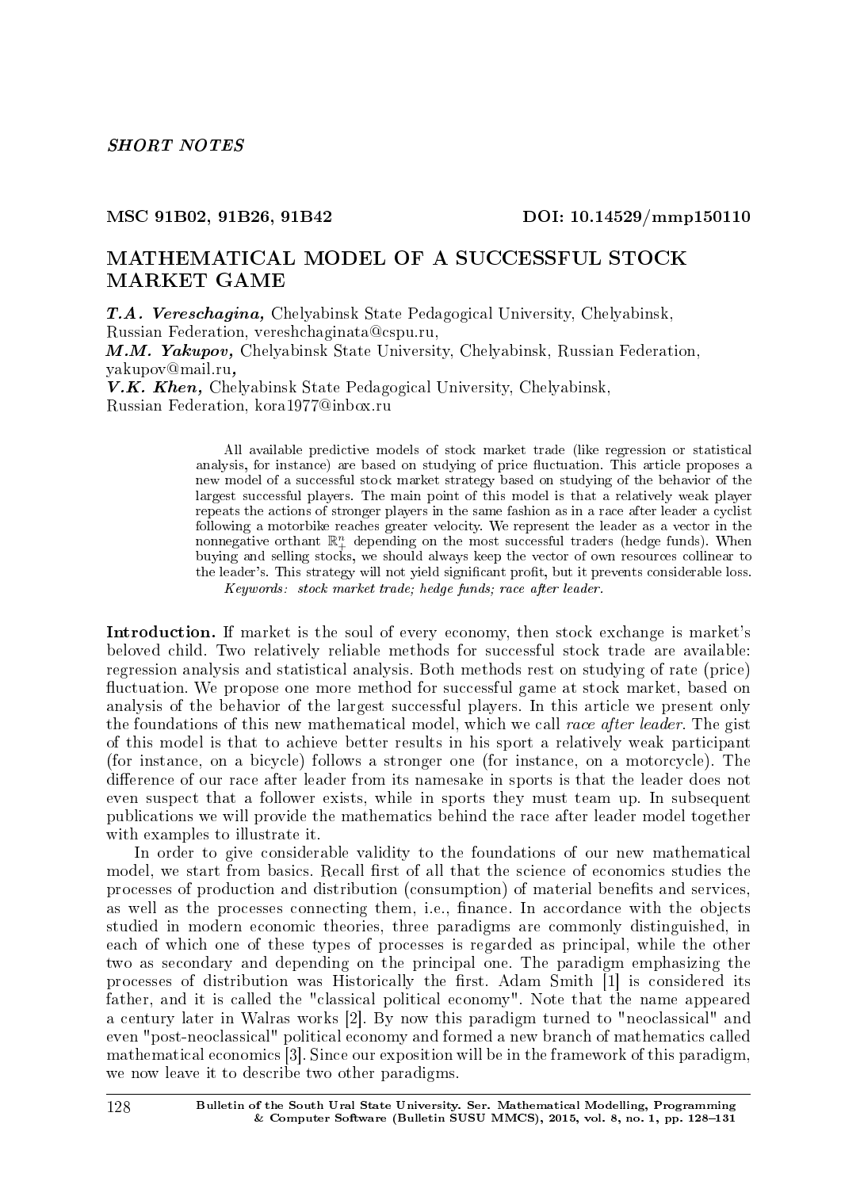*SHORT NOTES*

MSC 91B02, 91B26, 91B42 DOI: 10.14529/mmp150110

# MATHEMATICAL MODEL OF A SUCCESSFUL STOCK MARKET GAME

***T.A. Vereschagina,*** Chelyabinsk State Pedagogical University, Chelyabinsk, Russian Federation, vereshchaginata@cspu.ru,
***M.M. Yakupov,*** Chelyabinsk State University, Chelyabinsk, Russian Federation, yakupov@mail.ru,
***V.K. Khen,*** Chelyabinsk State Pedagogical University, Chelyabinsk, Russian Federation, kora1977@inbox.ru

All available predictive models of stock market trade (like regression or statistical analysis, for instance) are based on studying of price fluctuation. This article proposes a new model of a successful stock market strategy based on studying of the behavior of the largest successful players. The main point of this model is that a relatively weak player repeats the actions of stronger players in the same fashion as in a race after leader a cyclist following a motorbike reaches greater velocity. We represent the leader as a vector in the nonnegative orthant $\mathbb{R}^n_+$ depending on the most successful traders (hedge funds). When buying and selling stocks, we should always keep the vector of own resources collinear to the leader's. This strategy will not yield significant profit, but it prevents considerable loss.

*Keywords: stock market trade; hedge funds; race after leader.*

**Introduction.** If market is the soul of every economy, then stock exchange is market's beloved child. Two relatively reliable methods for successful stock trade are available: regression analysis and statistical analysis. Both methods rest on studying of rate (price) fluctuation. We propose one more method for successful game at stock market, based on analysis of the behavior of the largest successful players. In this article we present only the foundations of this new mathematical model, which we call *race after leader*. The gist of this model is that to achieve better results in his sport a relatively weak participant (for instance, on a bicycle) follows a stronger one (for instance, on a motorcycle). The difference of our race after leader from its namesake in sports is that the leader does not even suspect that a follower exists, while in sports they must team up. In subsequent publications we will provide the mathematics behind the race after leader model together with examples to illustrate it.

In order to give considerable validity to the foundations of our new mathematical model, we start from basics. Recall first of all that the science of economics studies the processes of production and distribution (consumption) of material benefits and services, as well as the processes connecting them, i.e., finance. In accordance with the objects studied in modern economic theories, three paradigms are commonly distinguished, in each of which one of these types of processes is regarded as principal, while the other two as secondary and depending on the principal one. The paradigm emphasizing the processes of distribution was Historically the first. Adam Smith [1] is considered its father, and it is called the "classical political economy". Note that the name appeared a century later in Walras works [2]. By now this paradigm turned to "neoclassical" and even "post-neoclassical" political economy and formed a new branch of mathematics called mathematical economics [3]. Since our exposition will be in the framework of this paradigm, we now leave it to describe two other paradigms.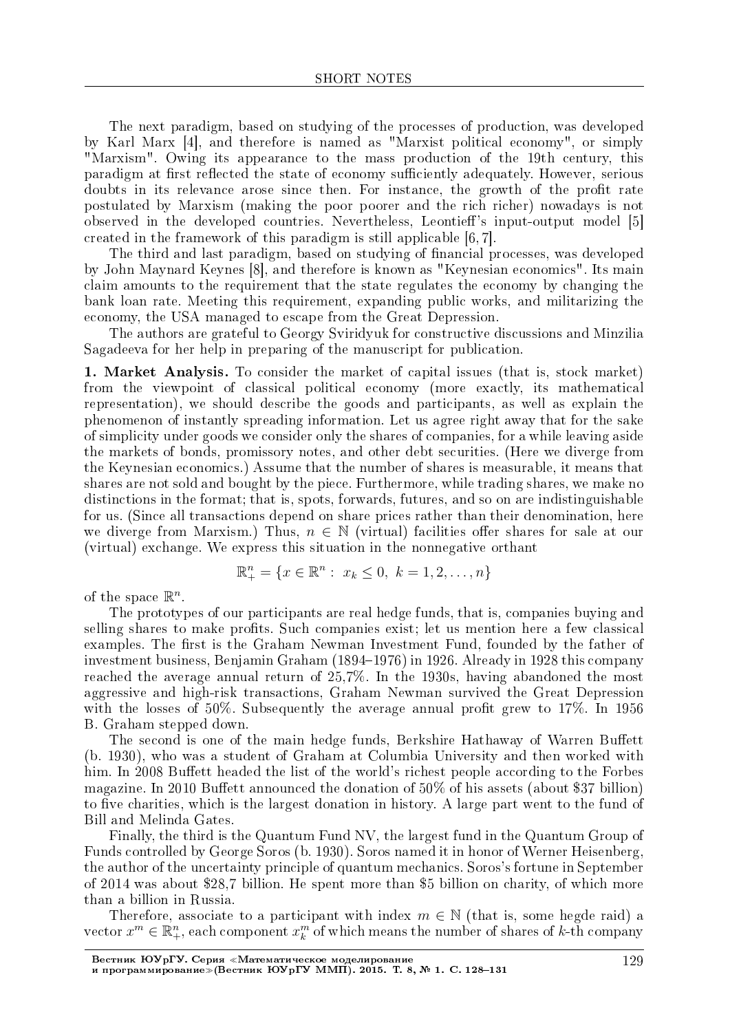The next paradigm, based on studying of the processes of production, was developed by Karl Marx [4], and therefore is named as "Marxist political economy", or simply "Marxism". Owing its appearance to the mass production of the 19th century, this paradigm at first reflected the state of economy sufficiently adequately. However, serious doubts in its relevance arose since then. For instance, the growth of the profit rate postulated by Marxism (making the poor poorer and the rich richer) nowadays is not observed in the developed countries. Nevertheless, Leontieff's input-output model [5] created in the framework of this paradigm is still applicable [6, 7].

The third and last paradigm, based on studying of financial processes, was developed by John Maynard Keynes [8], and therefore is known as "Keynesian economics". Its main claim amounts to the requirement that the state regulates the economy by changing the bank loan rate. Meeting this requirement, expanding public works, and militarizing the economy, the USA managed to escape from the Great Depression.

The authors are grateful to Georgy Sviridyuk for constructive discussions and Minzilia Sagadeeva for her help in preparing of the manuscript for publication.

**1. Market Analysis.** To consider the market of capital issues (that is, stock market) from the viewpoint of classical political economy (more exactly, its mathematical representation), we should describe the goods and participants, as well as explain the phenomenon of instantly spreading information. Let us agree right away that for the sake of simplicity under goods we consider only the shares of companies, for a while leaving aside the markets of bonds, promissory notes, and other debt securities. (Here we diverge from the Keynesian economics.) Assume that the number of shares is measurable, it means that shares are not sold and bought by the piece. Furthermore, while trading shares, we make no distinctions in the format; that is, spots, forwards, futures, and so on are indistinguishable for us. (Since all transactions depend on share prices rather than their denomination, here we diverge from Marxism.) Thus, $n \in \mathbb{N}$ (virtual) facilities offer shares for sale at our (virtual) exchange. We express this situation in the nonnegative orthant

$$\mathbb{R}^n_+ = \{x \in \mathbb{R}^n : \ x_k \leq 0, \ k = 1, 2, \ldots, n\}$$

of the space $\mathbb{R}^n$.

The prototypes of our participants are real hedge funds, that is, companies buying and selling shares to make profits. Such companies exist; let us mention here a few classical examples. The first is the Graham Newman Investment Fund, founded by the father of investment business, Benjamin Graham (1894–1976) in 1926. Already in 1928 this company reached the average annual return of 25,7%. In the 1930s, having abandoned the most aggressive and high-risk transactions, Graham Newman survived the Great Depression with the losses of 50%. Subsequently the average annual profit grew to 17%. In 1956 B. Graham stepped down.

The second is one of the main hedge funds, Berkshire Hathaway of Warren Buffett (b. 1930), who was a student of Graham at Columbia University and then worked with him. In 2008 Buffett headed the list of the world's richest people according to the Forbes magazine. In 2010 Buffett announced the donation of 50% of his assets (about $37 billion) to five charities, which is the largest donation in history. A large part went to the fund of Bill and Melinda Gates.

Finally, the third is the Quantum Fund NV, the largest fund in the Quantum Group of Funds controlled by George Soros (b. 1930). Soros named it in honor of Werner Heisenberg, the author of the uncertainty principle of quantum mechanics. Soros's fortune in September of 2014 was about $28,7 billion. He spent more than $5 billion on charity, of which more than a billion in Russia.

Therefore, associate to a participant with index $m \in \mathbb{N}$ (that is, some hegde raid) a vector $x^m \in \mathbb{R}^n_+$, each component $x^m_k$ of which means the number of shares of $k$-th company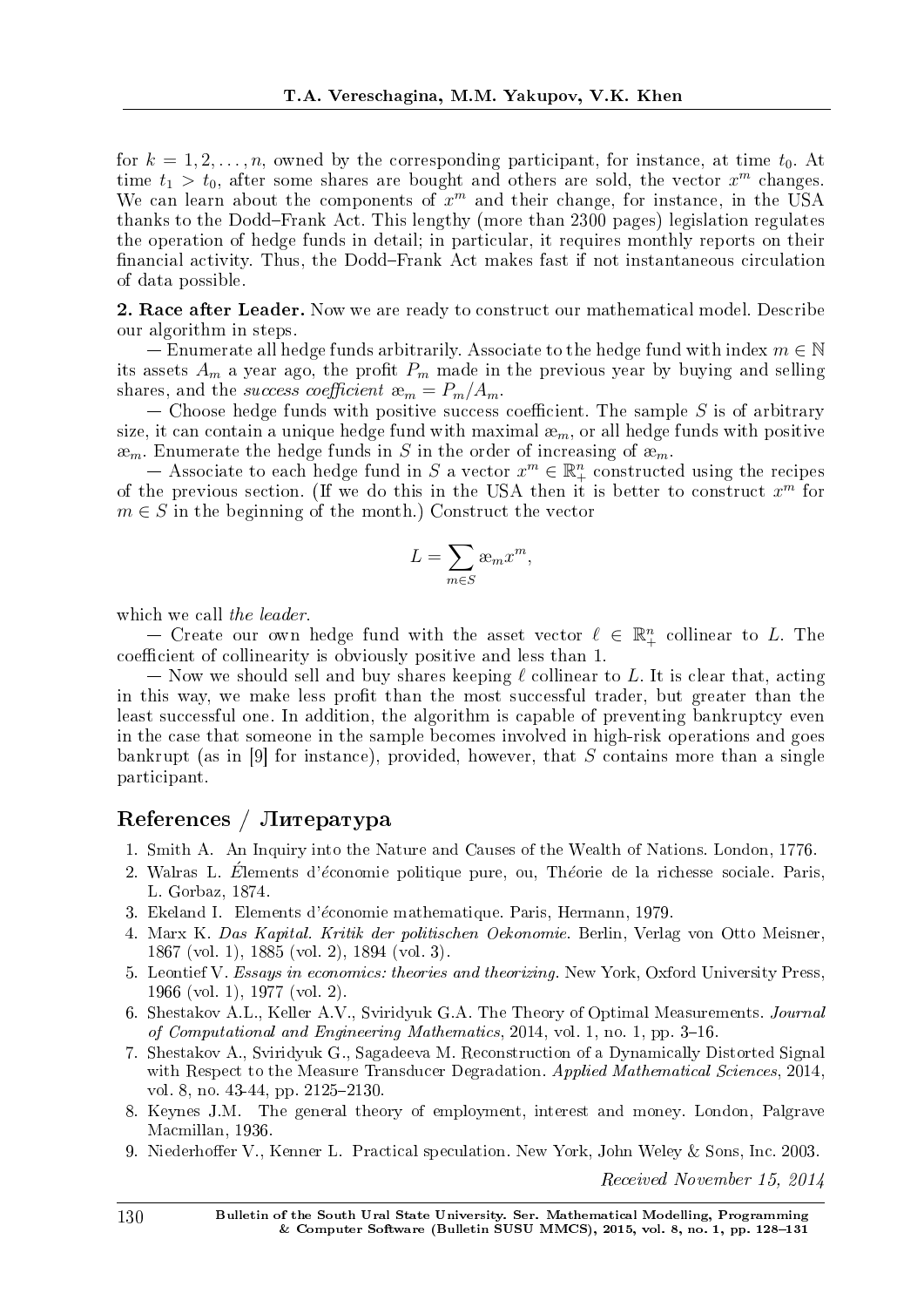for $k = 1, 2, \ldots, n$, owned by the corresponding participant, for instance, at time $t_0$. At time $t_1 > t_0$, after some shares are bought and others are sold, the vector $x^m$ changes. We can learn about the components of $x^m$ and their change, for instance, in the USA thanks to the Dodd–Frank Act. This lengthy (more than 2300 pages) legislation regulates the operation of hedge funds in detail; in particular, it requires monthly reports on their financial activity. Thus, the Dodd–Frank Act makes fast if not instantaneous circulation of data possible.

**2. Race after Leader.** Now we are ready to construct our mathematical model. Describe our algorithm in steps.

— Enumerate all hedge funds arbitrarily. Associate to the hedge fund with index $m \in \mathbb{N}$ its assets $A_m$ a year ago, the profit $P_m$ made in the previous year by buying and selling shares, and the *success coefficient* $æ_m = P_m/A_m$.

— Choose hedge funds with positive success coefficient. The sample $S$ is of arbitrary size, it can contain a unique hedge fund with maximal $æ_m$, or all hedge funds with positive $æ_m$. Enumerate the hedge funds in $S$ in the order of increasing of $æ_m$.

— Associate to each hedge fund in $S$ a vector $x^m \in \mathbb{R}^n_+$ constructed using the recipes of the previous section. (If we do this in the USA then it is better to construct $x^m$ for $m \in S$ in the beginning of the month.) Construct the vector

$$L = \sum_{m \in S} æ_m x^m,$$

which we call *the leader*.

— Create our own hedge fund with the asset vector $\ell \in \mathbb{R}^n_+$ collinear to $L$. The coefficient of collinearity is obviously positive and less than 1.

— Now we should sell and buy shares keeping $\ell$ collinear to $L$. It is clear that, acting in this way, we make less profit than the most successful trader, but greater than the least successful one. In addition, the algorithm is capable of preventing bankruptcy even in the case that someone in the sample becomes involved in high-risk operations and goes bankrupt (as in [9] for instance), provided, however, that $S$ contains more than a single participant.

## References / Литература

1. Smith A. An Inquiry into the Nature and Causes of the Wealth of Nations. London, 1776.
2. Walras L. Élements d'économie politique pure, ou, Théorie de la richesse sociale. Paris, L. Gorbaz, 1874.
3. Ekeland I. Elements d'économie mathematique. Paris, Hermann, 1979.
4. Marx K. *Das Kapital. Kritik der politischen Oekonomie.* Berlin, Verlag von Otto Meisner, 1867 (vol. 1), 1885 (vol. 2), 1894 (vol. 3).
5. Leontief V. *Essays in economics: theories and theorizing.* New York, Oxford University Press, 1966 (vol. 1), 1977 (vol. 2).
6. Shestakov A.L., Keller A.V., Sviridyuk G.A. The Theory of Optimal Measurements. *Journal of Computational and Engineering Mathematics*, 2014, vol. 1, no. 1, pp. 3–16.
7. Shestakov A., Sviridyuk G., Sagadeeva M. Reconstruction of a Dynamically Distorted Signal with Respect to the Measure Transducer Degradation. *Applied Mathematical Sciences*, 2014, vol. 8, no. 43-44, pp. 2125–2130.
8. Keynes J.M. The general theory of employment, interest and money. London, Palgrave Macmillan, 1936.
9. Niederhoffer V., Kenner L. Practical speculation. New York, John Weley & Sons, Inc. 2003.

*Received November 15, 2014*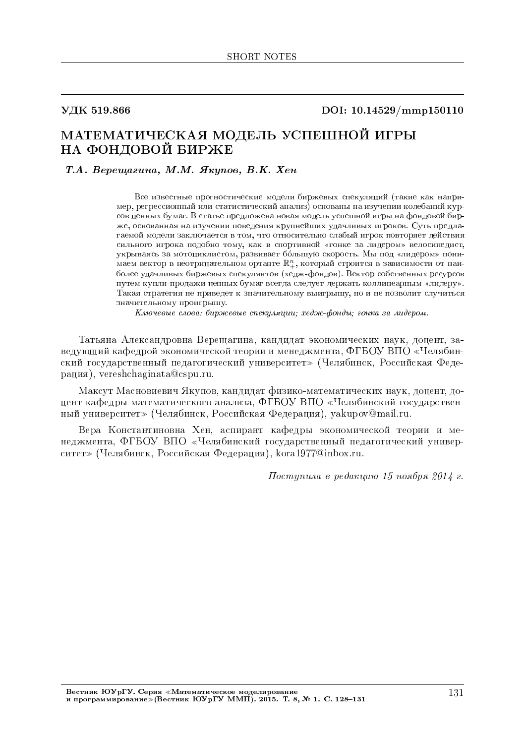УДК 519.866 DOI: 10.14529/mmp150110

# МАТЕМАТИЧЕСКАЯ МОДЕЛЬ УСПЕШНОЙ ИГРЫ НА ФОНДОВОЙ БИРЖЕ

***Т.А. Верещагина, М.М. Якупов, В.К. Хен***

Все известные прогностические модели биржевых спекуляций (такие как например, регрессионный или статистический анализ) основаны на изучении колебаний курсов ценных бумаг. В статье предложена новая модель успешной игры на фондовой бирже, основанная на изучении поведения крупнейших удачливых игроков. Суть предлагаемой модели заключается в том, что относительно слабый игрок повторяет действия сильного игрока подобно тому, как в спортивной «гонке за лидером» велосипедист, укрываясь за мотоциклистом, развивает бо́льшую скорость. Мы под «лидером» понимаем вектор в неотрицательном ортанте $\mathbb{R}^n_+$, который строится в зависимости от наиболее удачливых биржевых спекулянтов (хедж-фондов). Вектор собственных ресурсов путем купли-продажи ценных бумаг всегда следует держать коллинеарным «лидеру». Такая стратегия не приведет к значительному выигрышу, но и не позволит случиться значительному проигрышу.

*Ключевые слова: биржевые спекуляции; хедж-фонды; гонка за лидером.*

Татьяна Александровна Верещагина, кандидат экономических наук, доцент, заведующий кафедрой экономической теории и менеджмента, ФГБОУ ВПО «Челябинский государственный педагогический университет» (Челябинск, Российская Федерация), vereshchaginata@cspu.ru.

Максут Масновиевич Якупов, кандидат физико-математических наук, доцент, доцент кафедры математического анализа, ФГБОУ ВПО «Челябинский государственный университет» (Челябинск, Российская Федерация), yakupov@mail.ru.

Вера Константиновна Хен, аспирант кафедры экономической теории и менеджмента, ФГБОУ ВПО «Челябинский государственный педагогический университет» (Челябинск, Российская Федерация), kora1977@inbox.ru.

*Поступила в редакцию 15 ноября 2014 г.*